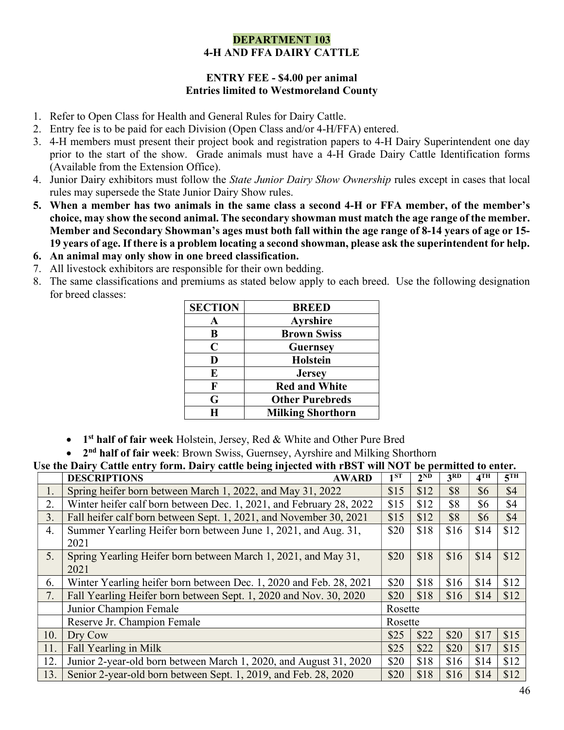# DEPARTMENT 103
## 4-H AND FFA DAIRY CATTLE

**ENTRY FEE - $4.00 per animal**
**Entries limited to Westmoreland County**

1. Refer to Open Class for Health and General Rules for Dairy Cattle.
2. Entry fee is to be paid for each Division (Open Class and/or 4-H/FFA) entered.
3. 4-H members must present their project book and registration papers to 4-H Dairy Superintendent one day prior to the start of the show. Grade animals must have a 4-H Grade Dairy Cattle Identification forms (Available from the Extension Office).
4. Junior Dairy exhibitors must follow the *State Junior Dairy Show Ownership* rules except in cases that local rules may supersede the State Junior Dairy Show rules.
5. **When a member has two animals in the same class a second 4-H or FFA member, of the member's choice, may show the second animal. The secondary showman must match the age range of the member. Member and Secondary Showman's ages must both fall within the age range of 8-14 years of age or 15-19 years of age. If there is a problem locating a second showman, please ask the superintendent for help.**
6. **An animal may only show in one breed classification.**
7. All livestock exhibitors are responsible for their own bedding.
8. The same classifications and premiums as stated below apply to each breed. Use the following designation for breed classes:

| SECTION | BREED |
|---|---|
| A | Ayrshire |
| B | Brown Swiss |
| C | Guernsey |
| D | Holstein |
| E | Jersey |
| F | Red and White |
| G | Other Purebreds |
| H | Milking Shorthorn |

- **1st half of fair week** Holstein, Jersey, Red & White and Other Pure Bred
- **2nd half of fair week**: Brown Swiss, Guernsey, Ayrshire and Milking Shorthorn

**Use the Dairy Cattle entry form. Dairy cattle being injected with rBST will NOT be permitted to enter.**

| | DESCRIPTIONS AWARD | 1ST | 2ND | 3RD | 4TH | 5TH |
|---|---|---|---|---|---|---|
| 1. | Spring heifer born between March 1, 2022, and May 31, 2022 | $15 | $12 | $8 | $6 | $4 |
| 2. | Winter heifer calf born between Dec. 1, 2021, and February 28, 2022 | $15 | $12 | $8 | $6 | $4 |
| 3. | Fall heifer calf born between Sept. 1, 2021, and November 30, 2021 | $15 | $12 | $8 | $6 | $4 |
| 4. | Summer Yearling Heifer born between June 1, 2021, and Aug. 31, 2021 | $20 | $18 | $16 | $14 | $12 |
| 5. | Spring Yearling Heifer born between March 1, 2021, and May 31, 2021 | $20 | $18 | $16 | $14 | $12 |
| 6. | Winter Yearling heifer born between Dec. 1, 2020 and Feb. 28, 2021 | $20 | $18 | $16 | $14 | $12 |
| 7. | Fall Yearling Heifer born between Sept. 1, 2020 and Nov. 30, 2020 | $20 | $18 | $16 | $14 | $12 |
| | Junior Champion Female | Rosette | | | | |
| | Reserve Jr. Champion Female | Rosette | | | | |
| 10. | Dry Cow | $25 | $22 | $20 | $17 | $15 |
| 11. | Fall Yearling in Milk | $25 | $22 | $20 | $17 | $15 |
| 12. | Junior 2-year-old born between March 1, 2020, and August 31, 2020 | $20 | $18 | $16 | $14 | $12 |
| 13. | Senior 2-year-old born between Sept. 1, 2019, and Feb. 28, 2020 | $20 | $18 | $16 | $14 | $12 |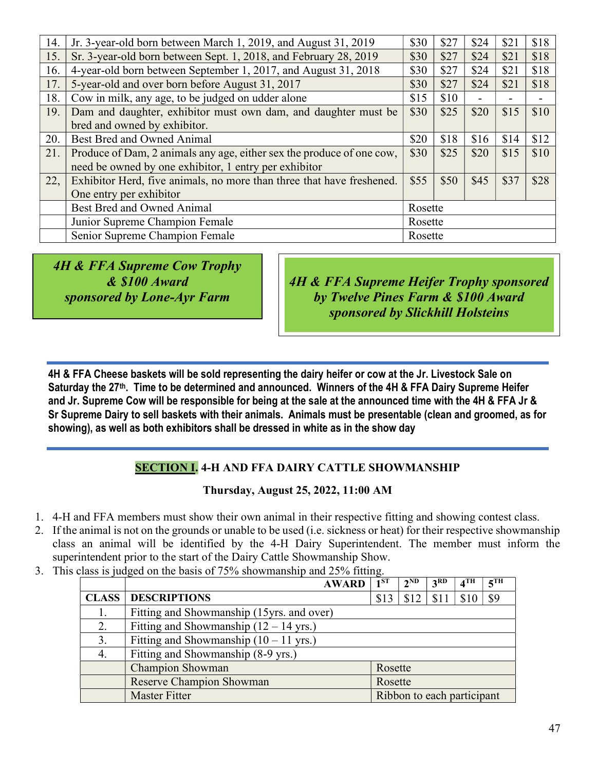| | | | | | | |
|---|---|---|---|---|---|---|
| 14. | Jr. 3-year-old born between March 1, 2019, and August 31, 2019 | $30 | $27 | $24 | $21 | $18 |
| 15. | Sr. 3-year-old born between Sept. 1, 2018, and February 28, 2019 | $30 | $27 | $24 | $21 | $18 |
| 16. | 4-year-old born between September 1, 2017, and August 31, 2018 | $30 | $27 | $24 | $21 | $18 |
| 17. | 5-year-old and over born before August 31, 2017 | $30 | $27 | $24 | $21 | $18 |
| 18. | Cow in milk, any age, to be judged on udder alone | $15 | $10 | - | - | - |
| 19. | Dam and daughter, exhibitor must own dam, and daughter must be bred and owned by exhibitor. | $30 | $25 | $20 | $15 | $10 |
| 20. | Best Bred and Owned Animal | $20 | $18 | $16 | $14 | $12 |
| 21. | Produce of Dam, 2 animals any age, either sex the produce of one cow, need be owned by one exhibitor, 1 entry per exhibitor | $30 | $25 | $20 | $15 | $10 |
| 22, | Exhibitor Herd, five animals, no more than three that have freshened. One entry per exhibitor | $55 | $50 | $45 | $37 | $28 |
| | Best Bred and Owned Animal | Rosette | | | | |
| | Junior Supreme Champion Female | Rosette | | | | |
| | Senior Supreme Champion Female | Rosette | | | | |

***4H & FFA Supreme Cow Trophy & $100 Award sponsored by Lone-Ayr Farm***

***4H & FFA Supreme Heifer Trophy sponsored by Twelve Pines Farm & $100 Award sponsored by Slickhill Holsteins***

**4H & FFA Cheese baskets will be sold representing the dairy heifer or cow at the Jr. Livestock Sale on Saturday the 27th. Time to be determined and announced. Winners of the 4H & FFA Dairy Supreme Heifer and Jr. Supreme Cow will be responsible for being at the sale at the announced time with the 4H & FFA Jr & Sr Supreme Dairy to sell baskets with their animals. Animals must be presentable (clean and groomed, as for showing), as well as both exhibitors shall be dressed in white as in the show day**

## SECTION I. 4-H AND FFA DAIRY CATTLE SHOWMANSHIP

**Thursday, August 25, 2022, 11:00 AM**

1. 4-H and FFA members must show their own animal in their respective fitting and showing contest class.
2. If the animal is not on the grounds or unable to be used (i.e. sickness or heat) for their respective showmanship class an animal will be identified by the 4-H Dairy Superintendent. The member must inform the superintendent prior to the start of the Dairy Cattle Showmanship Show.
3. This class is judged on the basis of 75% showmanship and 25% fitting.

| | AWARD | 1ST | 2ND | 3RD | 4TH | 5TH |
|---|---|---|---|---|---|---|
| CLASS | DESCRIPTIONS | $13 | $12 | $11 | $10 | $9 |
| 1. | Fitting and Showmanship (15yrs. and over) | | | | | |
| 2. | Fitting and Showmanship (12 – 14 yrs.) | | | | | |
| 3. | Fitting and Showmanship (10 – 11 yrs.) | | | | | |
| 4. | Fitting and Showmanship (8-9 yrs.) | | | | | |
| | Champion Showman | Rosette | | | | |
| | Reserve Champion Showman | Rosette | | | | |
| | Master Fitter | Ribbon to each participant | | | | |